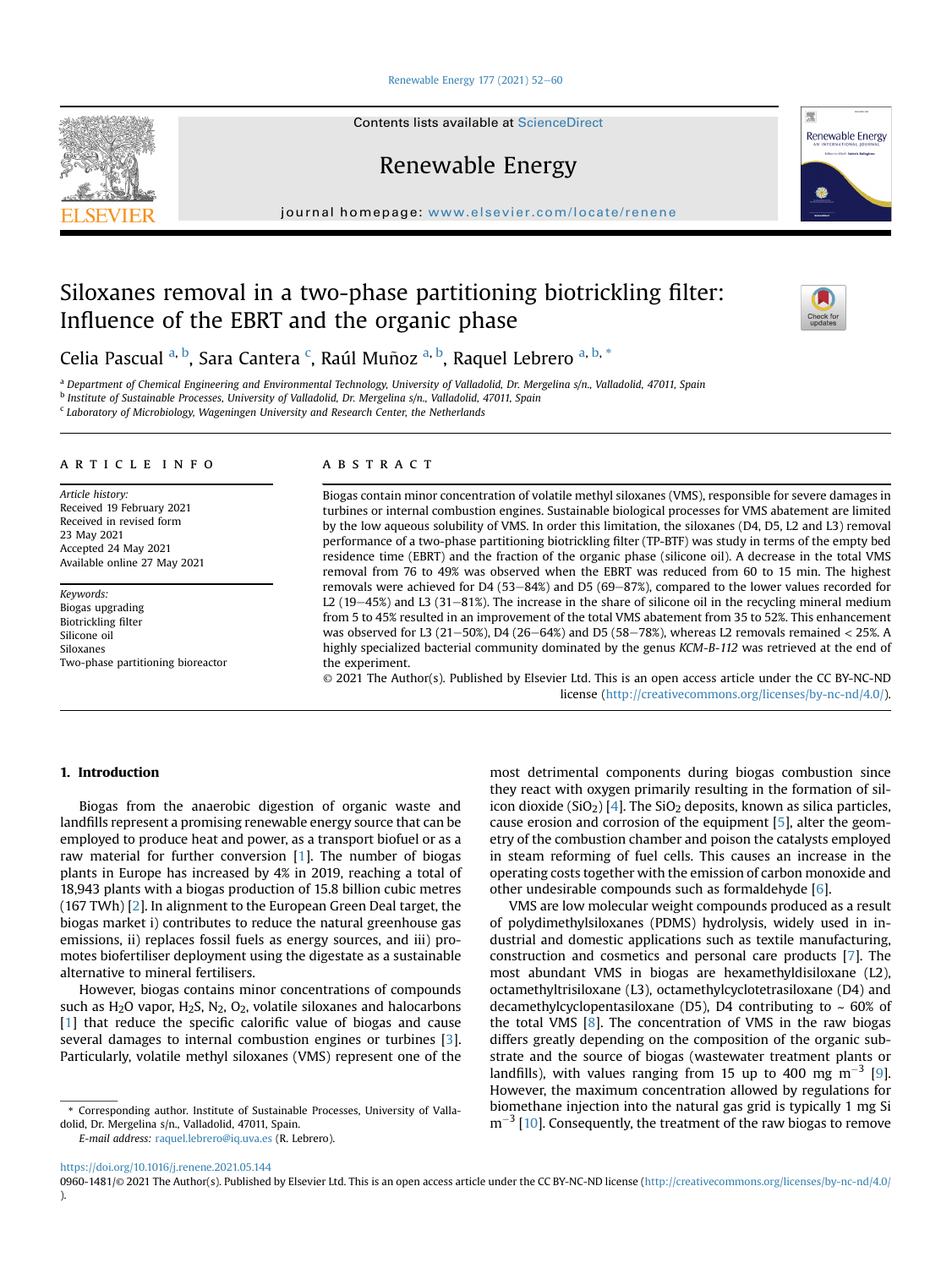# Siloxanes removal in a two-phase partitioning biotrickling filter: Influence of the EBRT and the organic phase

Celia Pascual [a, b], Sara Cantera [c], Raúl Muñoz [a, b], Raquel Lebrero [a, b, *]

[a] Department of Chemical Engineering and Environmental Technology, University of Valladolid, Dr. Mergelina s/n., Valladolid, 47011, Spain
[b] Institute of Sustainable Processes, University of Valladolid, Dr. Mergelina s/n., Valladolid, 47011, Spain
[c] Laboratory of Microbiology, Wageningen University and Research Center, the Netherlands

## ARTICLE INFO

*Article history:*
Received 19 February 2021
Received in revised form
23 May 2021
Accepted 24 May 2021
Available online 27 May 2021

*Keywords:*
Biogas upgrading
Biotrickling filter
Silicone oil
Siloxanes
Two-phase partitioning bioreactor

## ABSTRACT

Biogas contain minor concentration of volatile methyl siloxanes (VMS), responsible for severe damages in turbines or internal combustion engines. Sustainable biological processes for VMS abatement are limited by the low aqueous solubility of VMS. In order this limitation, the siloxanes (D4, D5, L2 and L3) removal performance of a two-phase partitioning biotrickling filter (TP-BTF) was study in terms of the empty bed residence time (EBRT) and the fraction of the organic phase (silicone oil). A decrease in the total VMS removal from 76 to 49% was observed when the EBRT was reduced from 60 to 15 min. The highest removals were achieved for D4 (53–84%) and D5 (69–87%), compared to the lower values recorded for L2 (19–45%) and L3 (31–81%). The increase in the share of silicone oil in the recycling mineral medium from 5 to 45% resulted in an improvement of the total VMS abatement from 35 to 52%. This enhancement was observed for L3 (21–50%), D4 (26–64%) and D5 (58–78%), whereas L2 removals remained < 25%. A highly specialized bacterial community dominated by the genus *KCM-B-112* was retrieved at the end of the experiment.

© 2021 The Author(s). Published by Elsevier Ltd. This is an open access article under the CC BY-NC-ND license (http://creativecommons.org/licenses/by-nc-nd/4.0/).

## 1. Introduction

Biogas from the anaerobic digestion of organic waste and landfills represent a promising renewable energy source that can be employed to produce heat and power, as a transport biofuel or as a raw material for further conversion [1]. The number of biogas plants in Europe has increased by 4% in 2019, reaching a total of 18,943 plants with a biogas production of 15.8 billion cubic metres (167 TWh) [2]. In alignment to the European Green Deal target, the biogas market i) contributes to reduce the natural greenhouse gas emissions, ii) replaces fossil fuels as energy sources, and iii) promotes biofertiliser deployment using the digestate as a sustainable alternative to mineral fertilisers.

However, biogas contains minor concentrations of compounds such as $H_2O$ vapor, $H_2S$, $N_2$, $O_2$, volatile siloxanes and halocarbons [1] that reduce the specific calorific value of biogas and cause several damages to internal combustion engines or turbines [3]. Particularly, volatile methyl siloxanes (VMS) represent one of the most detrimental components during biogas combustion since they react with oxygen primarily resulting in the formation of silicon dioxide ($SiO_2$) [4]. The $SiO_2$ deposits, known as silica particles, cause erosion and corrosion of the equipment [5], alter the geometry of the combustion chamber and poison the catalysts employed in steam reforming of fuel cells. This causes an increase in the operating costs together with the emission of carbon monoxide and other undesirable compounds such as formaldehyde [6].

VMS are low molecular weight compounds produced as a result of polydimethylsiloxanes (PDMS) hydrolysis, widely used in industrial and domestic applications such as textile manufacturing, construction and cosmetics and personal care products [7]. The most abundant VMS in biogas are hexamethyldisiloxane (L2), octamethyltrisiloxane (L3), octamethylcyclotetrasiloxane (D4) and decamethylcyclopentasiloxane (D5), D4 contributing to ~ 60% of the total VMS [8]. The concentration of VMS in the raw biogas differs greatly depending on the composition of the organic substrate and the source of biogas (wastewater treatment plants or landfills), with values ranging from 15 up to 400 mg $m^{-3}$ [9]. However, the maximum concentration allowed by regulations for biomethane injection into the natural gas grid is typically 1 mg Si $m^{-3}$ [10]. Consequently, the treatment of the raw biogas to remove

\* Corresponding author. Institute of Sustainable Processes, University of Valladolid, Dr. Mergelina s/n., Valladolid, 47011, Spain.
E-mail address: raquel.lebrero@iq.uva.es (R. Lebrero).

https://doi.org/10.1016/j.renene.2021.05.144
0960-1481/© 2021 The Author(s). Published by Elsevier Ltd. This is an open access article under the CC BY-NC-ND license (http://creativecommons.org/licenses/by-nc-nd/4.0/).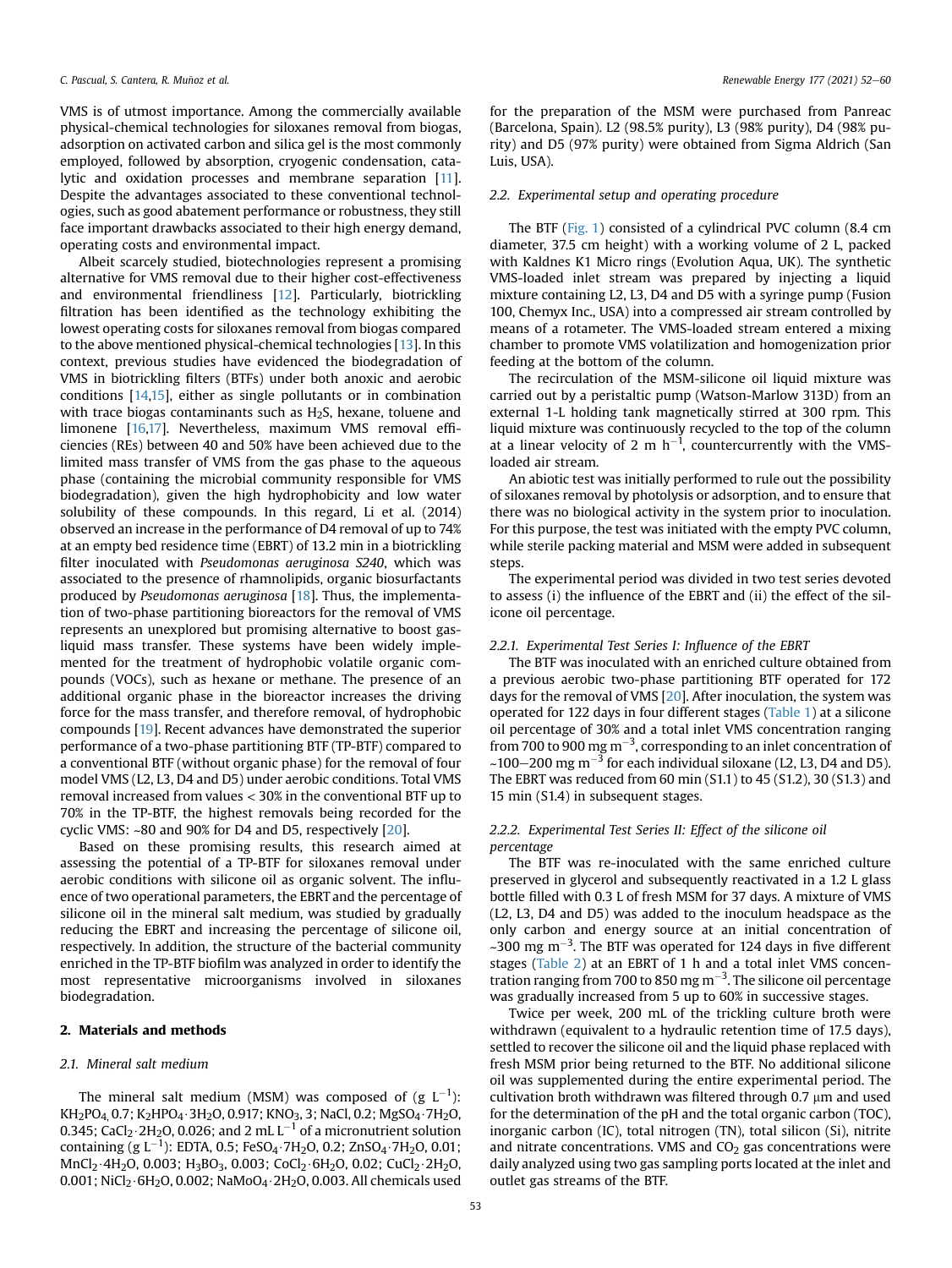VMS is of utmost importance. Among the commercially available physical-chemical technologies for siloxanes removal from biogas, adsorption on activated carbon and silica gel is the most commonly employed, followed by absorption, cryogenic condensation, catalytic and oxidation processes and membrane separation [11]. Despite the advantages associated to these conventional technologies, such as good abatement performance or robustness, they still face important drawbacks associated to their high energy demand, operating costs and environmental impact.

Albeit scarcely studied, biotechnologies represent a promising alternative for VMS removal due to their higher cost-effectiveness and environmental friendliness [12]. Particularly, biotrickling filtration has been identified as the technology exhibiting the lowest operating costs for siloxanes removal from biogas compared to the above mentioned physical-chemical technologies [13]. In this context, previous studies have evidenced the biodegradation of VMS in biotrickling filters (BTFs) under both anoxic and aerobic conditions [14,15], either as single pollutants or in combination with trace biogas contaminants such as $H_2S$, hexane, toluene and limonene [16,17]. Nevertheless, maximum VMS removal efficiencies (REs) between 40 and 50% have been achieved due to the limited mass transfer of VMS from the gas phase to the aqueous phase (containing the microbial community responsible for VMS biodegradation), given the high hydrophobicity and low water solubility of these compounds. In this regard, Li et al. (2014) observed an increase in the performance of D4 removal of up to 74% at an empty bed residence time (EBRT) of 13.2 min in a biotrickling filter inoculated with *Pseudomonas aeruginosa S240*, which was associated to the presence of rhamnolipids, organic biosurfactants produced by *Pseudomonas aeruginosa* [18]. Thus, the implementation of two-phase partitioning bioreactors for the removal of VMS represents an unexplored but promising alternative to boost gas-liquid mass transfer. These systems have been widely implemented for the treatment of hydrophobic volatile organic compounds (VOCs), such as hexane or methane. The presence of an additional organic phase in the bioreactor increases the driving force for the mass transfer, and therefore removal, of hydrophobic compounds [19]. Recent advances have demonstrated the superior performance of a two-phase partitioning BTF (TP-BTF) compared to a conventional BTF (without organic phase) for the removal of four model VMS (L2, L3, D4 and D5) under aerobic conditions. Total VMS removal increased from values < 30% in the conventional BTF up to 70% in the TP-BTF, the highest removals being recorded for the cyclic VMS: ~80 and 90% for D4 and D5, respectively [20].

Based on these promising results, this research aimed at assessing the potential of a TP-BTF for siloxanes removal under aerobic conditions with silicone oil as organic solvent. The influence of two operational parameters, the EBRT and the percentage of silicone oil in the mineral salt medium, was studied by gradually reducing the EBRT and increasing the percentage of silicone oil, respectively. In addition, the structure of the bacterial community enriched in the TP-BTF biofilm was analyzed in order to identify the most representative microorganisms involved in siloxanes biodegradation.

## 2. Materials and methods

### 2.1. Mineral salt medium

The mineral salt medium (MSM) was composed of (g $L^{-1}$): $KH_2PO_4$, 0.7; $K_2HPO_4 \cdot 3H_2O$, 0.917; $KNO_3$, 3; NaCl, 0.2; $MgSO_4 \cdot 7H_2O$, 0.345; $CaCl_2 \cdot 2H_2O$, 0.026; and 2 mL $L^{-1}$ of a micronutrient solution containing (g $L^{-1}$): EDTA, 0.5; $FeSO_4 \cdot 7H_2O$, 0.2; $ZnSO_4 \cdot 7H_2O$, 0.01; $MnCl_2 \cdot 4H_2O$, 0.003; $H_3BO_3$, 0.003; $CoCl_2 \cdot 6H_2O$, 0.02; $CuCl_2 \cdot 2H_2O$, 0.001; $NiCl_2 \cdot 6H_2O$, 0.002; $NaMoO_4 \cdot 2H_2O$, 0.003. All chemicals used for the preparation of the MSM were purchased from Panreac (Barcelona, Spain). L2 (98.5% purity), L3 (98% purity), D4 (98% purity) and D5 (97% purity) were obtained from Sigma Aldrich (San Luis, USA).

### 2.2. Experimental setup and operating procedure

The BTF (Fig. 1) consisted of a cylindrical PVC column (8.4 cm diameter, 37.5 cm height) with a working volume of 2 L, packed with Kaldnes K1 Micro rings (Evolution Aqua, UK). The synthetic VMS-loaded inlet stream was prepared by injecting a liquid mixture containing L2, L3, D4 and D5 with a syringe pump (Fusion 100, Chemyx Inc., USA) into a compressed air stream controlled by means of a rotameter. The VMS-loaded stream entered a mixing chamber to promote VMS volatilization and homogenization prior feeding at the bottom of the column.

The recirculation of the MSM-silicone oil liquid mixture was carried out by a peristaltic pump (Watson-Marlow 313D) from an external 1-L holding tank magnetically stirred at 300 rpm. This liquid mixture was continuously recycled to the top of the column at a linear velocity of 2 m $h^{-1}$, countercurrently with the VMS-loaded air stream.

An abiotic test was initially performed to rule out the possibility of siloxanes removal by photolysis or adsorption, and to ensure that there was no biological activity in the system prior to inoculation. For this purpose, the test was initiated with the empty PVC column, while sterile packing material and MSM were added in subsequent steps.

The experimental period was divided in two test series devoted to assess (i) the influence of the EBRT and (ii) the effect of the silicone oil percentage.

#### 2.2.1. Experimental Test Series I: Influence of the EBRT

The BTF was inoculated with an enriched culture obtained from a previous aerobic two-phase partitioning BTF operated for 172 days for the removal of VMS [20]. After inoculation, the system was operated for 122 days in four different stages (Table 1) at a silicone oil percentage of 30% and a total inlet VMS concentration ranging from 700 to 900 mg $m^{-3}$, corresponding to an inlet concentration of ~100–200 mg $m^{-3}$ for each individual siloxane (L2, L3, D4 and D5). The EBRT was reduced from 60 min (S1.1) to 45 (S1.2), 30 (S1.3) and 15 min (S1.4) in subsequent stages.

#### 2.2.2. Experimental Test Series II: Effect of the silicone oil percentage

The BTF was re-inoculated with the same enriched culture preserved in glycerol and subsequently reactivated in a 1.2 L glass bottle filled with 0.3 L of fresh MSM for 37 days. A mixture of VMS (L2, L3, D4 and D5) was added to the inoculum headspace as the only carbon and energy source at an initial concentration of ~300 mg $m^{-3}$. The BTF was operated for 124 days in five different stages (Table 2) at an EBRT of 1 h and a total inlet VMS concentration ranging from 700 to 850 mg $m^{-3}$. The silicone oil percentage was gradually increased from 5 up to 60% in successive stages.

Twice per week, 200 mL of the trickling culture broth were withdrawn (equivalent to a hydraulic retention time of 17.5 days), settled to recover the silicone oil and the liquid phase replaced with fresh MSM prior being returned to the BTF. No additional silicone oil was supplemented during the entire experimental period. The cultivation broth withdrawn was filtered through 0.7 μm and used for the determination of the pH and the total organic carbon (TOC), inorganic carbon (IC), total nitrogen (TN), total silicon (Si), nitrite and nitrate concentrations. VMS and $CO_2$ gas concentrations were daily analyzed using two gas sampling ports located at the inlet and outlet gas streams of the BTF.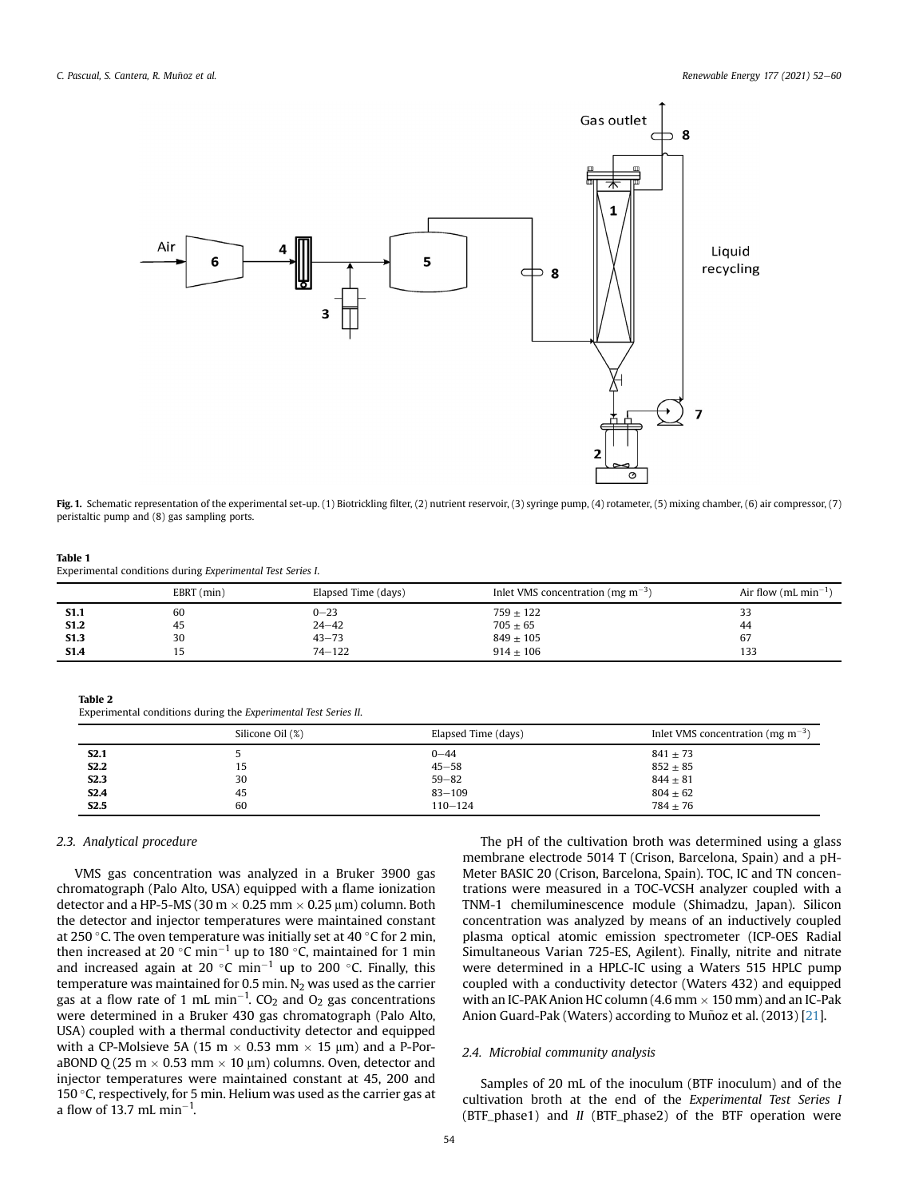Gas outlet

8

1

Air

6

4

5

8

Liquid recycling

3

7

2

**Fig. 1.** Schematic representation of the experimental set-up. (1) Biotrickling filter, (2) nutrient reservoir, (3) syringe pump, (4) rotameter, (5) mixing chamber, (6) air compressor, (7) peristaltic pump and (8) gas sampling ports.

**Table 1**
Experimental conditions during *Experimental Test Series I*.

| | EBRT (min) | Elapsed Time (days) | Inlet VMS concentration (mg $m^{-3}$) | Air flow (mL $min^{-1}$) |
|---|---|---|---|---|
| **S1.1** | 60 | 0–23 | 759 ± 122 | 33 |
| **S1.2** | 45 | 24–42 | 705 ± 65 | 44 |
| **S1.3** | 30 | 43–73 | 849 ± 105 | 67 |
| **S1.4** | 15 | 74–122 | 914 ± 106 | 133 |

**Table 2**
Experimental conditions during the *Experimental Test Series II*.

| | Silicone Oil (%) | Elapsed Time (days) | Inlet VMS concentration (mg $m^{-3}$) |
|---|---|---|---|
| **S2.1** | 5 | 0–44 | 841 ± 73 |
| **S2.2** | 15 | 45–58 | 852 ± 85 |
| **S2.3** | 30 | 59–82 | 844 ± 81 |
| **S2.4** | 45 | 83–109 | 804 ± 62 |
| **S2.5** | 60 | 110–124 | 784 ± 76 |

### 2.3. Analytical procedure

VMS gas concentration was analyzed in a Bruker 3900 gas chromatograph (Palo Alto, USA) equipped with a flame ionization detector and a HP-5-MS (30 m × 0.25 mm × 0.25 μm) column. Both the detector and injector temperatures were maintained constant at 250 °C. The oven temperature was initially set at 40 °C for 2 min, then increased at 20 °C $min^{-1}$ up to 180 °C, maintained for 1 min and increased again at 20 °C $min^{-1}$ up to 200 °C. Finally, this temperature was maintained for 0.5 min. $N_2$ was used as the carrier gas at a flow rate of 1 mL $min^{-1}$. $CO_2$ and $O_2$ gas concentrations were determined in a Bruker 430 gas chromatograph (Palo Alto, USA) coupled with a thermal conductivity detector and equipped with a CP-Molsieve 5A (15 m × 0.53 mm × 15 μm) and a P-PoraBOND Q (25 m × 0.53 mm × 10 μm) columns. Oven, detector and injector temperatures were maintained constant at 45, 200 and 150 °C, respectively, for 5 min. Helium was used as the carrier gas at a flow of 13.7 mL $min^{-1}$.

The pH of the cultivation broth was determined using a glass membrane electrode 5014 T (Crison, Barcelona, Spain) and a pH-Meter BASIC 20 (Crison, Barcelona, Spain). TOC, IC and TN concentrations were measured in a TOC-VCSH analyzer coupled with a TNM-1 chemiluminescence module (Shimadzu, Japan). Silicon concentration was analyzed by means of an inductively coupled plasma optical atomic emission spectrometer (ICP-OES Radial Simultaneous Varian 725-ES, Agilent). Finally, nitrite and nitrate were determined in a HPLC-IC using a Waters 515 HPLC pump coupled with a conductivity detector (Waters 432) and equipped with an IC-PAK Anion HC column (4.6 mm × 150 mm) and an IC-Pak Anion Guard-Pak (Waters) according to Muñoz et al. (2013) [21].

### 2.4. Microbial community analysis

Samples of 20 mL of the inoculum (BTF inoculum) and of the cultivation broth at the end of the *Experimental Test Series I* (BTF_phase1) and *II* (BTF_phase2) of the BTF operation were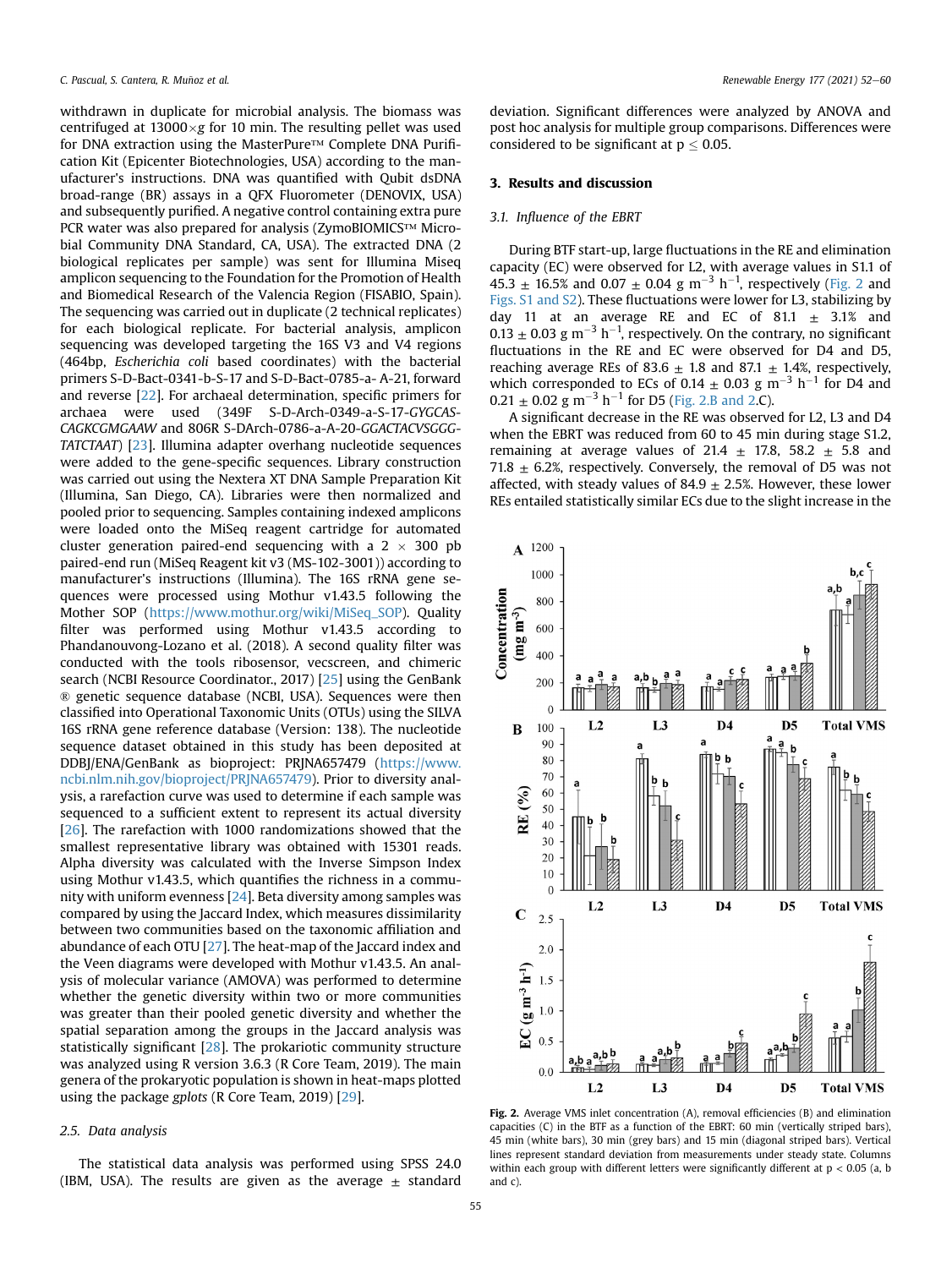withdrawn in duplicate for microbial analysis. The biomass was centrifuged at 13000×g for 10 min. The resulting pellet was used for DNA extraction using the MasterPure™ Complete DNA Purification Kit (Epicenter Biotechnologies, USA) according to the manufacturer's instructions. DNA was quantified with Qubit dsDNA broad-range (BR) assays in a QFX Fluorometer (DENOVIX, USA) and subsequently purified. A negative control containing extra pure PCR water was also prepared for analysis (ZymoBIOMICS™ Microbial Community DNA Standard, CA, USA). The extracted DNA (2 biological replicates per sample) was sent for Illumina Miseq amplicon sequencing to the Foundation for the Promotion of Health and Biomedical Research of the Valencia Region (FISABIO, Spain). The sequencing was carried out in duplicate (2 technical replicates) for each biological replicate. For bacterial analysis, amplicon sequencing was developed targeting the 16S V3 and V4 regions (464bp, *Escherichia coli* based coordinates) with the bacterial primers S-D-Bact-0341-b-S-17 and S-D-Bact-0785-a- A-21, forward and reverse [22]. For archaeal determination, specific primers for archaea were used (349F S-D-Arch-0349-a-S-17-*GYGCASCAGKCGMGAAW* and 806R S-DArch-0786-a-A-20-*GGACTACVSGGGTATCTAAT*) [23]. Illumina adapter overhang nucleotide sequences were added to the gene-specific sequences. Library construction was carried out using the Nextera XT DNA Sample Preparation Kit (Illumina, San Diego, CA). Libraries were then normalized and pooled prior to sequencing. Samples containing indexed amplicons were loaded onto the MiSeq reagent cartridge for automated cluster generation paired-end sequencing with a 2 × 300 pb paired-end run (MiSeq Reagent kit v3 (MS-102-3001)) according to manufacturer's instructions (Illumina). The 16S rRNA gene sequences were processed using Mothur v1.43.5 following the Mother SOP (https://www.mothur.org/wiki/MiSeq_SOP). Quality filter was performed using Mothur v1.43.5 according to Phandanouvong-Lozano et al. (2018). A second quality filter was conducted with the tools ribosensor, vecscreen, and chimeric search (NCBI Resource Coordinator., 2017) [25] using the GenBank ® genetic sequence database (NCBI, USA). Sequences were then classified into Operational Taxonomic Units (OTUs) using the SILVA 16S rRNA gene reference database (Version: 138). The nucleotide sequence dataset obtained in this study has been deposited at DDBJ/ENA/GenBank as bioproject: PRJNA657479 (https://www.ncbi.nlm.nih.gov/bioproject/PRJNA657479). Prior to diversity analysis, a rarefaction curve was used to determine if each sample was sequenced to a sufficient extent to represent its actual diversity [26]. The rarefaction with 1000 randomizations showed that the smallest representative library was obtained with 15301 reads. Alpha diversity was calculated with the Inverse Simpson Index using Mothur v1.43.5, which quantifies the richness in a community with uniform evenness [24]. Beta diversity among samples was compared by using the Jaccard Index, which measures dissimilarity between two communities based on the taxonomic affiliation and abundance of each OTU [27]. The heat-map of the Jaccard index and the Veen diagrams were developed with Mothur v1.43.5. An analysis of molecular variance (AMOVA) was performed to determine whether the genetic diversity within two or more communities was greater than their pooled genetic diversity and whether the spatial separation among the groups in the Jaccard analysis was statistically significant [28]. The prokariotic community structure was analyzed using R version 3.6.3 (R Core Team, 2019). The main genera of the prokaryotic population is shown in heat-maps plotted using the package *gplots* (R Core Team, 2019) [29].

### 2.5. Data analysis

The statistical data analysis was performed using SPSS 24.0 (IBM, USA). The results are given as the average ± standard deviation. Significant differences were analyzed by ANOVA and post hoc analysis for multiple group comparisons. Differences were considered to be significant at $p \leq 0.05$.

## 3. Results and discussion

### 3.1. Influence of the EBRT

During BTF start-up, large fluctuations in the RE and elimination capacity (EC) were observed for L2, with average values in S1.1 of 45.3 ± 16.5% and 0.07 ± 0.04 g $m^{-3}$ $h^{-1}$, respectively (Fig. 2 and Figs. S1 and S2). These fluctuations were lower for L3, stabilizing by day 11 at an average RE and EC of 81.1 ± 3.1% and 0.13 ± 0.03 g $m^{-3}$ $h^{-1}$, respectively. On the contrary, no significant fluctuations in the RE and EC were observed for D4 and D5, reaching average REs of 83.6 ± 1.8 and 87.1 ± 1.4%, respectively, which corresponded to ECs of 0.14 ± 0.03 g $m^{-3}$ $h^{-1}$ for D4 and 0.21 ± 0.02 g $m^{-3}$ $h^{-1}$ for D5 (Fig. 2.B and 2.C).

A significant decrease in the RE was observed for L2, L3 and D4 when the EBRT was reduced from 60 to 45 min during stage S1.2, remaining at average values of 21.4 ± 17.8, 58.2 ± 5.8 and 71.8 ± 6.2%, respectively. Conversely, the removal of D5 was not affected, with steady values of 84.9 ± 2.5%. However, these lower REs entailed statistically similar ECs due to the slight increase in the

A
Concentration (mg m⁻³)
1200
1000
800
600
400
200
0
L2 L3 D4 D5 Total VMS

B
RE (%)
100
90
80
70
60
50
40
30
20
10
0
L2 L3 D4 D5 Total VMS

C
EC (g m⁻³ h⁻¹)
2.5
2.0
1.5
1.0
0.5
0.0
L2 L3 D4 D5 Total VMS

**Fig. 2.** Average VMS inlet concentration (A), removal efficiencies (B) and elimination capacities (C) in the BTF as a function of the EBRT: 60 min (vertically striped bars), 45 min (white bars), 30 min (grey bars) and 15 min (diagonal striped bars). Vertical lines represent standard deviation from measurements under steady state. Columns within each group with different letters were significantly different at $p < 0.05$ (a, b and c).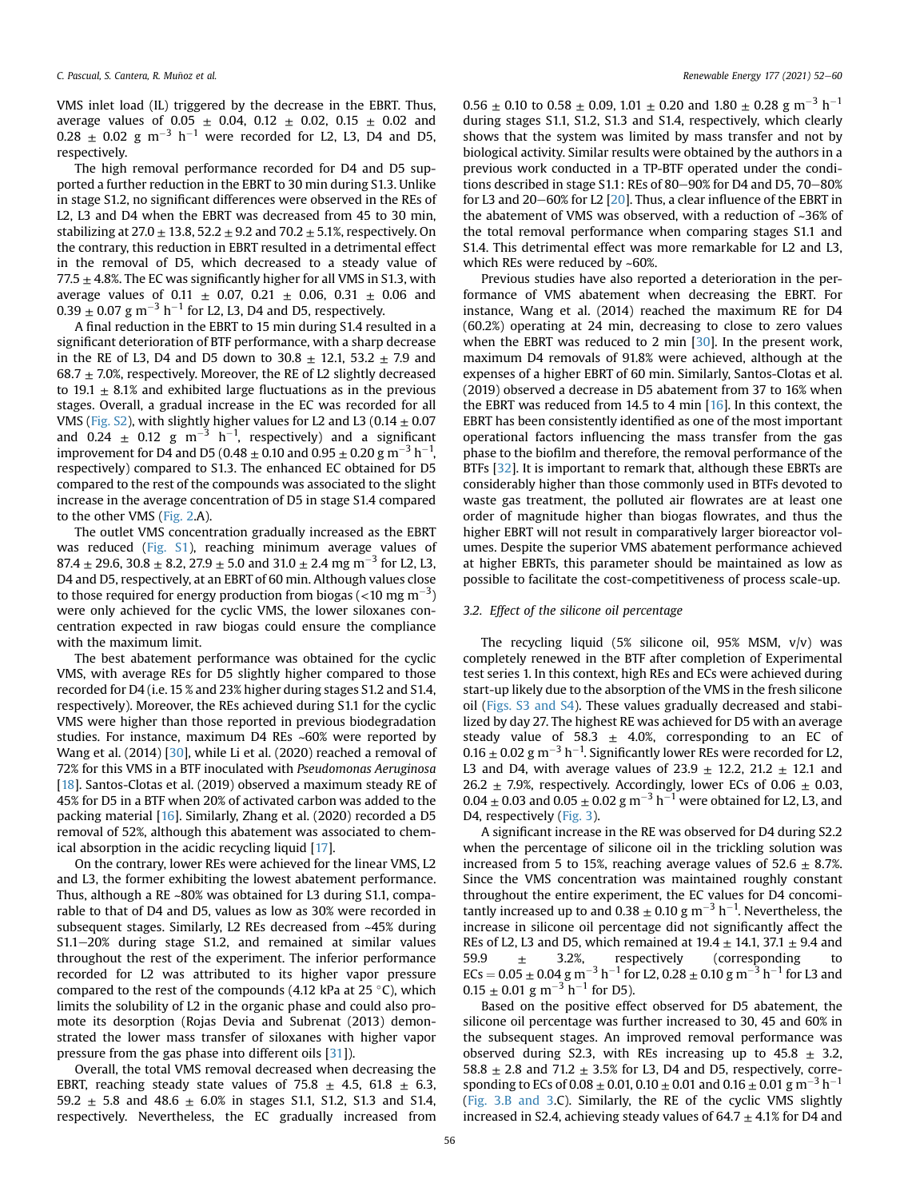VMS inlet load (IL) triggered by the decrease in the EBRT. Thus, average values of 0.05 ± 0.04, 0.12 ± 0.02, 0.15 ± 0.02 and 0.28 ± 0.02 g $m^{-3}$ $h^{-1}$ were recorded for L2, L3, D4 and D5, respectively.

The high removal performance recorded for D4 and D5 supported a further reduction in the EBRT to 30 min during S1.3. Unlike in stage S1.2, no significant differences were observed in the REs of L2, L3 and D4 when the EBRT was decreased from 45 to 30 min, stabilizing at 27.0 ± 13.8, 52.2 ± 9.2 and 70.2 ± 5.1%, respectively. On the contrary, this reduction in EBRT resulted in a detrimental effect in the removal of D5, which decreased to a steady value of 77.5 ± 4.8%. The EC was significantly higher for all VMS in S1.3, with average values of 0.11 ± 0.07, 0.21 ± 0.06, 0.31 ± 0.06 and 0.39 ± 0.07 g $m^{-3}$ $h^{-1}$ for L2, L3, D4 and D5, respectively.

A final reduction in the EBRT to 15 min during S1.4 resulted in a significant deterioration of BTF performance, with a sharp decrease in the RE of L3, D4 and D5 down to 30.8 ± 12.1, 53.2 ± 7.9 and 68.7 ± 7.0%, respectively. Moreover, the RE of L2 slightly decreased to 19.1 ± 8.1% and exhibited large fluctuations as in the previous stages. Overall, a gradual increase in the EC was recorded for all VMS (Fig. S2), with slightly higher values for L2 and L3 (0.14 ± 0.07 and 0.24 ± 0.12 g $m^{-3}$ $h^{-1}$, respectively) and a significant improvement for D4 and D5 (0.48 ± 0.10 and 0.95 ± 0.20 g $m^{-3}$ $h^{-1}$, respectively) compared to S1.3. The enhanced EC obtained for D5 compared to the rest of the compounds was associated to the slight increase in the average concentration of D5 in stage S1.4 compared to the other VMS (Fig. 2.A).

The outlet VMS concentration gradually increased as the EBRT was reduced (Fig. S1), reaching minimum average values of 87.4 ± 29.6, 30.8 ± 8.2, 27.9 ± 5.0 and 31.0 ± 2.4 mg $m^{-3}$ for L2, L3, D4 and D5, respectively, at an EBRT of 60 min. Although values close to those required for energy production from biogas (<10 mg $m^{-3}$) were only achieved for the cyclic VMS, the lower siloxanes concentration expected in raw biogas could ensure the compliance with the maximum limit.

The best abatement performance was obtained for the cyclic VMS, with average REs for D5 slightly higher compared to those recorded for D4 (i.e. 15 % and 23% higher during stages S1.2 and S1.4, respectively). Moreover, the REs achieved during S1.1 for the cyclic VMS were higher than those reported in previous biodegradation studies. For instance, maximum D4 REs ~60% were reported by Wang et al. (2014) [30], while Li et al. (2020) reached a removal of 72% for this VMS in a BTF inoculated with *Pseudomonas Aeruginosa* [18]. Santos-Clotas et al. (2019) observed a maximum steady RE of 45% for D5 in a BTF when 20% of activated carbon was added to the packing material [16]. Similarly, Zhang et al. (2020) recorded a D5 removal of 52%, although this abatement was associated to chemical absorption in the acidic recycling liquid [17].

On the contrary, lower REs were achieved for the linear VMS, L2 and L3, the former exhibiting the lowest abatement performance. Thus, although a RE ~80% was obtained for L3 during S1.1, comparable to that of D4 and D5, values as low as 30% were recorded in subsequent stages. Similarly, L2 REs decreased from ~45% during S1.1–20% during stage S1.2, and remained at similar values throughout the rest of the experiment. The inferior performance recorded for L2 was attributed to its higher vapor pressure compared to the rest of the compounds (4.12 kPa at 25 °C), which limits the solubility of L2 in the organic phase and could also promote its desorption (Rojas Devia and Subrenat (2013) demonstrated the lower mass transfer of siloxanes with higher vapor pressure from the gas phase into different oils [31]).

Overall, the total VMS removal decreased when decreasing the EBRT, reaching steady state values of 75.8 ± 4.5, 61.8 ± 6.3, 59.2 ± 5.8 and 48.6 ± 6.0% in stages S1.1, S1.2, S1.3 and S1.4, respectively. Nevertheless, the EC gradually increased from 0.56 ± 0.10 to 0.58 ± 0.09, 1.01 ± 0.20 and 1.80 ± 0.28 g $m^{-3}$ $h^{-1}$ during stages S1.1, S1.2, S1.3 and S1.4, respectively, which clearly shows that the system was limited by mass transfer and not by biological activity. Similar results were obtained by the authors in a previous work conducted in a TP-BTF operated under the conditions described in stage S1.1: REs of 80–90% for D4 and D5, 70–80% for L3 and 20–60% for L2 [20]. Thus, a clear influence of the EBRT in the abatement of VMS was observed, with a reduction of ~36% of the total removal performance when comparing stages S1.1 and S1.4. This detrimental effect was more remarkable for L2 and L3, which REs were reduced by ~60%.

Previous studies have also reported a deterioration in the performance of VMS abatement when decreasing the EBRT. For instance, Wang et al. (2014) reached the maximum RE for D4 (60.2%) operating at 24 min, decreasing to close to zero values when the EBRT was reduced to 2 min [30]. In the present work, maximum D4 removals of 91.8% were achieved, although at the expenses of a higher EBRT of 60 min. Similarly, Santos-Clotas et al. (2019) observed a decrease in D5 abatement from 37 to 16% when the EBRT was reduced from 14.5 to 4 min [16]. In this context, the EBRT has been consistently identified as one of the most important operational factors influencing the mass transfer from the gas phase to the biofilm and therefore, the removal performance of the BTFs [32]. It is important to remark that, although these EBRTs are considerably higher than those commonly used in BTFs devoted to waste gas treatment, the polluted air flowrates are at least one order of magnitude higher than biogas flowrates, and thus the higher EBRT will not result in comparatively larger bioreactor volumes. Despite the superior VMS abatement performance achieved at higher EBRTs, this parameter should be maintained as low as possible to facilitate the cost-competitiveness of process scale-up.

### 3.2. Effect of the silicone oil percentage

The recycling liquid (5% silicone oil, 95% MSM, v/v) was completely renewed in the BTF after completion of Experimental test series 1. In this context, high REs and ECs were achieved during start-up likely due to the absorption of the VMS in the fresh silicone oil (Figs. S3 and S4). These values gradually decreased and stabilized by day 27. The highest RE was achieved for D5 with an average steady value of 58.3 ± 4.0%, corresponding to an EC of 0.16 ± 0.02 g $m^{-3}$ $h^{-1}$. Significantly lower REs were recorded for L2, L3 and D4, with average values of 23.9 ± 12.2, 21.2 ± 12.1 and 26.2 ± 7.9%, respectively. Accordingly, lower ECs of 0.06 ± 0.03, 0.04 ± 0.03 and 0.05 ± 0.02 g $m^{-3}$ $h^{-1}$ were obtained for L2, L3, and D4, respectively (Fig. 3).

A significant increase in the RE was observed for D4 during S2.2 when the percentage of silicone oil in the trickling solution was increased from 5 to 15%, reaching average values of 52.6 ± 8.7%. Since the VMS concentration was maintained roughly constant throughout the entire experiment, the EC values for D4 concomitantly increased up to and 0.38 ± 0.10 g $m^{-3}$ $h^{-1}$. Nevertheless, the increase in silicone oil percentage did not significantly affect the REs of L2, L3 and D5, which remained at 19.4 ± 14.1, 37.1 ± 9.4 and 59.9 ± 3.2%, respectively (corresponding to ECs = 0.05 ± 0.04 g $m^{-3}$ $h^{-1}$ for L2, 0.28 ± 0.10 g $m^{-3}$ $h^{-1}$ for L3 and 0.15 ± 0.01 g $m^{-3}$ $h^{-1}$ for D5).

Based on the positive effect observed for D5 abatement, the silicone oil percentage was further increased to 30, 45 and 60% in the subsequent stages. An improved removal performance was observed during S2.3, with REs increasing up to 45.8 ± 3.2, 58.8 ± 2.8 and 71.2 ± 3.5% for L3, D4 and D5, respectively, corresponding to ECs of 0.08 ± 0.01, 0.10 ± 0.01 and 0.16 ± 0.01 g $m^{-3}$ $h^{-1}$ (Fig. 3.B and 3.C). Similarly, the RE of the cyclic VMS slightly increased in S2.4, achieving steady values of 64.7 ± 4.1% for D4 and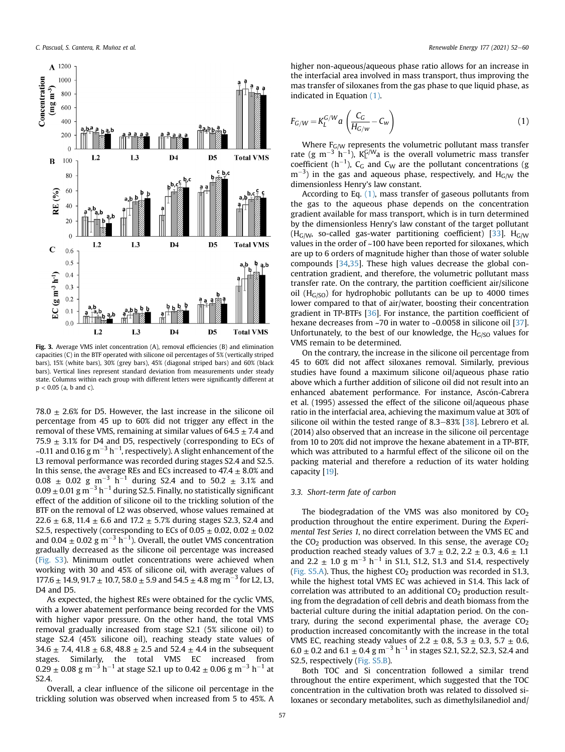A
1200
1000
800
600
400
200
0
Concentration (mg m⁻³)
a,b a a b a,b
L2
a a a a a
L3
a a a a a
D4
a a,b b a,b b
D5
a a a a a
Total VMS

B
100
80
60
40
20
0
RE (%)
a a,b a,b b a,b
L2
a,b b b b
L3
a b,c b,c b,c
D4
a a b c b,c
D5
a a,b b,c c c
Total VMS

C
0.6
0.5
0.4
0.3
0.2
0.1
0.0
EC (g m⁻³ h⁻¹)
a a,b a,b b a,b
L2
a a,b b b b
L3
b b b b
D4
a a a b a
D5
a,b b b a,b
Total VMS

**Fig. 3.** Average VMS inlet concentration (A), removal efficiencies (B) and elimination capacities (C) in the BTF operated with silicone oil percentages of 5% (vertically striped bars), 15% (white bars), 30% (grey bars), 45% (diagonal striped bars) and 60% (black bars). Vertical lines represent standard deviation from measurements under steady state. Columns within each group with different letters were significantly different at $p < 0.05$ (a, b and c).

78.0 ± 2.6% for D5. However, the last increase in the silicone oil percentage from 45 up to 60% did not trigger any effect in the removal of these VMS, remaining at similar values of 64.5 ± 7.4 and 75.9 ± 3.1% for D4 and D5, respectively (corresponding to ECs of ~0.11 and 0.16 g $m^{-3}$ $h^{-1}$, respectively). A slight enhancement of the L3 removal performance was recorded during stages S2.4 and S2.5. In this sense, the average REs and ECs increased to 47.4 ± 8.0% and 0.08 ± 0.02 g $m^{-3}$ $h^{-1}$ during S2.4 and to 50.2 ± 3.1% and 0.09 ± 0.01 g $m^{-3}$ $h^{-1}$ during S2.5. Finally, no statistically significant effect of the addition of silicone oil to the trickling solution of the BTF on the removal of L2 was observed, whose values remained at 22.6 ± 6.8, 11.4 ± 6.6 and 17.2 ± 5.7% during stages S2.3, S2.4 and S2.5, respectively (corresponding to ECs of 0.05 ± 0.02, 0.02 ± 0.02 and 0.04 ± 0.02 g $m^{-3}$ $h^{-1}$). Overall, the outlet VMS concentration gradually decreased as the silicone oil percentage was increased (Fig. S3). Minimum outlet concentrations were achieved when working with 30 and 45% of silicone oil, with average values of 177.6 ± 14.9, 91.7 ± 10.7, 58.0 ± 5.9 and 54.5 ± 4.8 mg $m^{-3}$ for L2, L3, D4 and D5.

As expected, the highest REs were obtained for the cyclic VMS, with a lower abatement performance being recorded for the VMS with higher vapor pressure. On the other hand, the total VMS removal gradually increased from stage S2.1 (5% silicone oil) to stage S2.4 (45% silicone oil), reaching steady state values of 34.6 ± 7.4, 41.8 ± 6.8, 48.8 ± 2.5 and 52.4 ± 4.4 in the subsequent stages. Similarly, the total VMS EC increased from 0.29 ± 0.08 g $m^{-3}$ $h^{-1}$ at stage S2.1 up to 0.42 ± 0.06 g $m^{-3}$ $h^{-1}$ at S2.4.

Overall, a clear influence of the silicone oil percentage in the trickling solution was observed when increased from 5 to 45%. A higher non-aqueous/aqueous phase ratio allows for an increase in the interfacial area involved in mass transport, thus improving the mas transfer of siloxanes from the gas phase to que liquid phase, as indicated in Equation (1).

$$F_{G/W} = K_L^{G/W} a \left( \frac{C_G}{H_{G/w}} - C_W \right) \tag{1}$$

Where $F_{G/W}$ represents the volumetric pollutant mass transfer rate (g $m^{-3}$ $h^{-1}$), $K_L^{G/W}a$ is the overall volumetric mass transfer coefficient ($h^{-1}$), $C_G$ and $C_W$ are the pollutant concentrations (g $m^{-3}$) in the gas and aqueous phase, respectively, and $H_{G/W}$ the dimensionless Henry's law constant.

According to Eq. (1), mass transfer of gaseous pollutants from the gas to the aqueous phase depends on the concentration gradient available for mass transport, which is in turn determined by the dimensionless Henry's law constant of the target pollutant ($H_{G/W}$, so-called gas-water partitioning coefficient) [33]. $H_{G/W}$ values in the order of ~100 have been reported for siloxanes, which are up to 6 orders of magnitude higher than those of water soluble compounds [34,35]. These high values decrease the global concentration gradient, and therefore, the volumetric pollutant mass transfer rate. On the contrary, the partition coefficient air/silicone oil ($H_{G/SO}$) for hydrophobic pollutants can be up to 4000 times lower compared to that of air/water, boosting their concentration gradient in TP-BTFs [36]. For instance, the partition coefficient of hexane decreases from ~70 in water to ~0.0058 in silicone oil [37]. Unfortunately, to the best of our knowledge, the $H_{G/SO}$ values for VMS remain to be determined.

On the contrary, the increase in the silicone oil percentage from 45 to 60% did not affect siloxanes removal. Similarly, previous studies have found a maximum silicone oil/aqueous phase ratio above which a further addition of silicone oil did not result into an enhanced abatement performance. For instance, Ascón-Cabrera et al. (1995) assessed the effect of the silicone oil/aqueous phase ratio in the interfacial area, achieving the maximum value at 30% of silicone oil within the tested range of 8.3–83% [38]. Lebrero et al. (2014) also observed that an increase in the silicone oil percentage from 10 to 20% did not improve the hexane abatement in a TP-BTF, which was attributed to a harmful effect of the silicone oil on the packing material and therefore a reduction of its water holding capacity [19].

### 3.3. Short-term fate of carbon

The biodegradation of the VMS was also monitored by $CO_2$ production throughout the entire experiment. During the *Experimental Test Series 1*, no direct correlation between the VMS EC and the $CO_2$ production was observed. In this sense, the average $CO_2$ production reached steady values of 3.7 ± 0.2, 2.2 ± 0.3, 4.6 ± 1.1 and 2.2 ± 1.0 g $m^{-3}$ $h^{-1}$ in S1.1, S1.2, S1.3 and S1.4, respectively (Fig. S5.A). Thus, the highest $CO_2$ production was recorded in S1.3, while the highest total VMS EC was achieved in S1.4. This lack of correlation was attributed to an additional $CO_2$ production resulting from the degradation of cell debris and death biomass from the bacterial culture during the initial adaptation period. On the contrary, during the second experimental phase, the average $CO_2$ production increased concomitantly with the increase in the total VMS EC, reaching steady values of 2.2 ± 0.8, 5.3 ± 0.3, 5.7 ± 0.6, 6.0 ± 0.2 and 6.1 ± 0.4 g $m^{-3}$ $h^{-1}$ in stages S2.1, S2.2, S2.3, S2.4 and S2.5, respectively (Fig. S5.B).

Both TOC and Si concentration followed a similar trend throughout the entire experiment, which suggested that the TOC concentration in the cultivation broth was related to dissolved siloxanes or secondary metabolites, such as dimethylsilanediol and/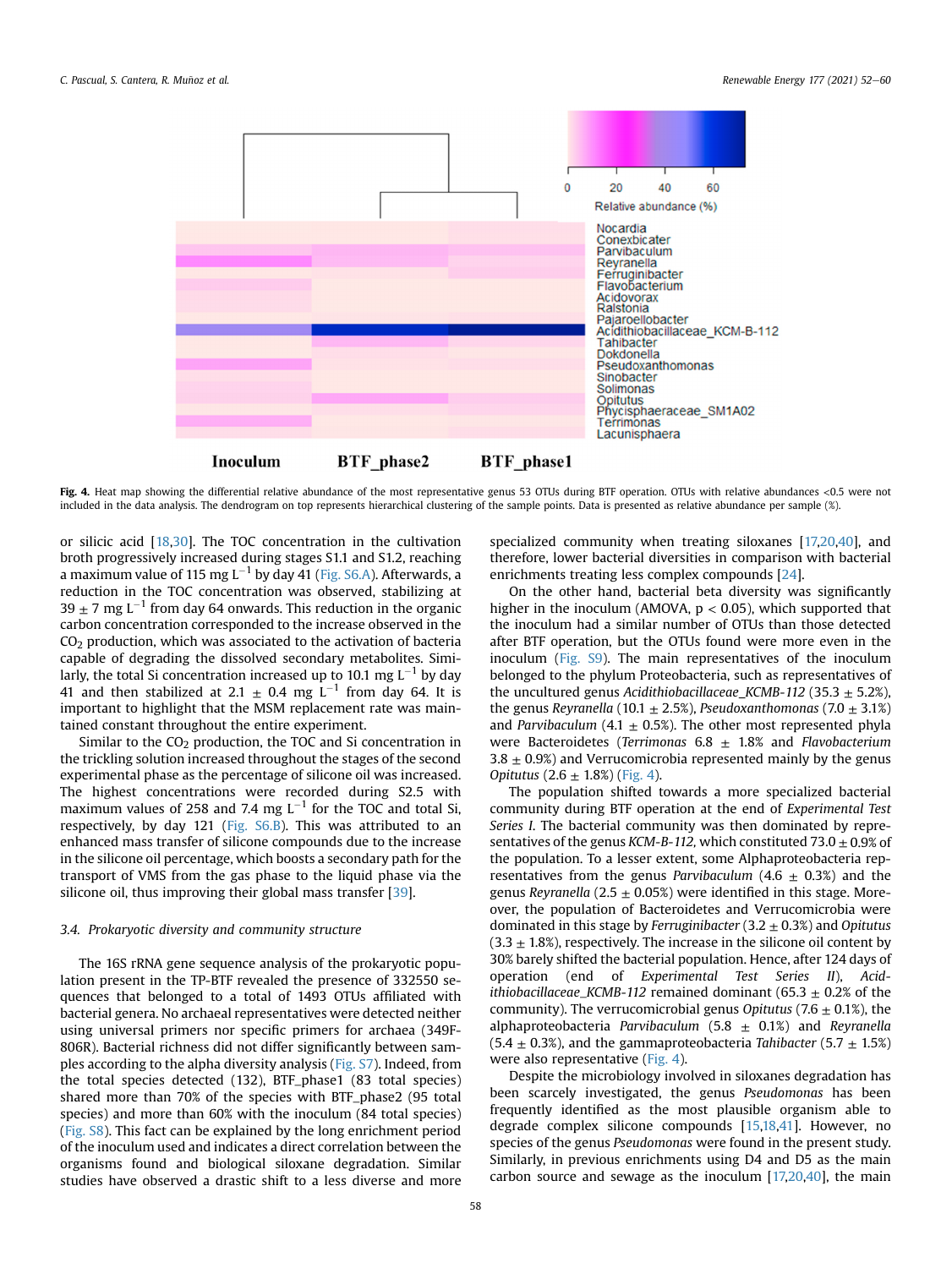0
20
40
60
Relative abundance (%)

Nocardia
Conexbicater
Parvibaculum
Reyranella
Ferruginibacter
Flavobacterium
Acidovorax
Ralstonia
Pajaroellobacter
Acidithiobacillaceae_KCM-B-112
Tahibacter
Dokdonella
Pseudoxanthomonas
Sinobacter
Solimonas
Opitutus
Phycisphaeraceae_SM1A02
Terrimonas
Lacunisphaera

Inoculum
BTF_phase2
BTF_phase1

**Fig. 4.** Heat map showing the differential relative abundance of the most representative genus 53 OTUs during BTF operation. OTUs with relative abundances <0.5 were not included in the data analysis. The dendrogram on top represents hierarchical clustering of the sample points. Data is presented as relative abundance per sample (%).

or silicic acid [18,30]. The TOC concentration in the cultivation broth progressively increased during stages S1.1 and S1.2, reaching a maximum value of 115 mg $L^{-1}$ by day 41 (Fig. S6.A). Afterwards, a reduction in the TOC concentration was observed, stabilizing at 39 ± 7 mg $L^{-1}$ from day 64 onwards. This reduction in the organic carbon concentration corresponded to the increase observed in the $CO_2$ production, which was associated to the activation of bacteria capable of degrading the dissolved secondary metabolites. Similarly, the total Si concentration increased up to 10.1 mg $L^{-1}$ by day 41 and then stabilized at 2.1 ± 0.4 mg $L^{-1}$ from day 64. It is important to highlight that the MSM replacement rate was maintained constant throughout the entire experiment.

Similar to the $CO_2$ production, the TOC and Si concentration in the trickling solution increased throughout the stages of the second experimental phase as the percentage of silicone oil was increased. The highest concentrations were recorded during S2.5 with maximum values of 258 and 7.4 mg $L^{-1}$ for the TOC and total Si, respectively, by day 121 (Fig. S6.B). This was attributed to an enhanced mass transfer of silicone compounds due to the increase in the silicone oil percentage, which boosts a secondary path for the transport of VMS from the gas phase to the liquid phase via the silicone oil, thus improving their global mass transfer [39].

### 3.4. Prokaryotic diversity and community structure

The 16S rRNA gene sequence analysis of the prokaryotic population present in the TP-BTF revealed the presence of 332550 sequences that belonged to a total of 1493 OTUs affiliated with bacterial genera. No archaeal representatives were detected neither using universal primers nor specific primers for archaea (349F-806R). Bacterial richness did not differ significantly between samples according to the alpha diversity analysis (Fig. S7). Indeed, from the total species detected (132), BTF_phase1 (83 total species) shared more than 70% of the species with BTF_phase2 (95 total species) and more than 60% with the inoculum (84 total species) (Fig. S8). This fact can be explained by the long enrichment period of the inoculum used and indicates a direct correlation between the organisms found and biological siloxane degradation. Similar studies have observed a drastic shift to a less diverse and more specialized community when treating siloxanes [17,20,40], and therefore, lower bacterial diversities in comparison with bacterial enrichments treating less complex compounds [24].

On the other hand, bacterial beta diversity was significantly higher in the inoculum (AMOVA, $p < 0.05$), which supported that the inoculum had a similar number of OTUs than those detected after BTF operation, but the OTUs found were more even in the inoculum (Fig. S9). The main representatives of the inoculum belonged to the phylum Proteobacteria, such as representatives of the uncultured genus *Acidithiobacillaceae_KCMB-112* (35.3 ± 5.2%), the genus *Reyranella* (10.1 ± 2.5%), *Pseudoxanthomonas* (7.0 ± 3.1%) and *Parvibaculum* (4.1 ± 0.5%). The other most represented phyla were Bacteroidetes (*Terrimonas* 6.8 ± 1.8% and *Flavobacterium* 3.8 ± 0.9%) and Verrucomicrobia represented mainly by the genus *Opitutus* (2.6 ± 1.8%) (Fig. 4).

The population shifted towards a more specialized bacterial community during BTF operation at the end of *Experimental Test Series I*. The bacterial community was then dominated by representatives of the genus *KCM-B-112*, which constituted 73.0 ± 0.9% of the population. To a lesser extent, some Alphaproteobacteria representatives from the genus *Parvibaculum* (4.6 ± 0.3%) and the genus *Reyranella* (2.5 ± 0.05%) were identified in this stage. Moreover, the population of Bacteroidetes and Verrucomicrobia were dominated in this stage by *Ferruginibacter* (3.2 ± 0.3%) and *Opitutus* (3.3 ± 1.8%), respectively. The increase in the silicone oil content by 30% barely shifted the bacterial population. Hence, after 124 days of operation (end of *Experimental Test Series II*), *Acidithiobacillaceae_KCMB-112* remained dominant (65.3 ± 0.2% of the community). The verrucomicrobial genus *Opitutus* (7.6 ± 0.1%), the alphaproteobacteria *Parvibaculum* (5.8 ± 0.1%) and *Reyranella* (5.4 ± 0.3%), and the gammaproteobacteria *Tahibacter* (5.7 ± 1.5%) were also representative (Fig. 4).

Despite the microbiology involved in siloxanes degradation has been scarcely investigated, the genus *Pseudomonas* has been frequently identified as the most plausible organism able to degrade complex silicone compounds [15,18,41]. However, no species of the genus *Pseudomonas* were found in the present study. Similarly, in previous enrichments using D4 and D5 as the main carbon source and sewage as the inoculum [17,20,40], the main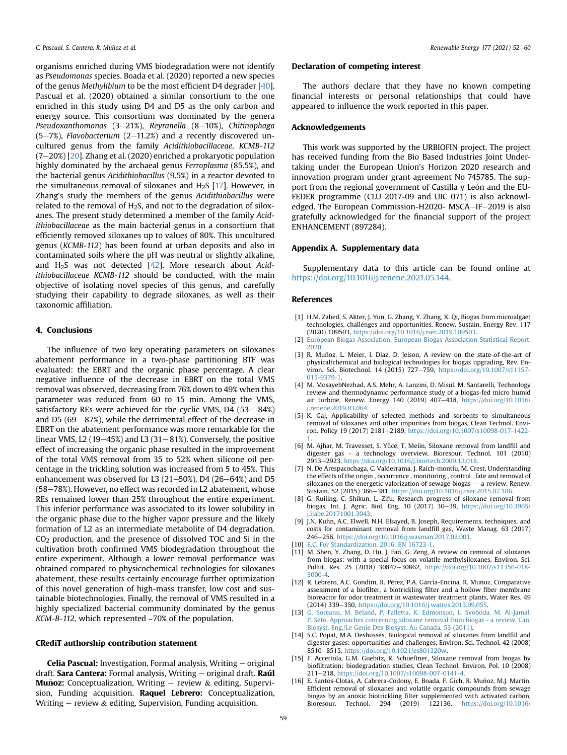organisms enriched during VMS biodegradation were not identify as *Pseudomonas* species. Boada et al. (2020) reported a new species of the genus *Methylibium* to be the most efficient D4 degrader [40]. Pascual et al. (2020) obtained a similar consortium to the one enriched in this study using D4 and D5 as the only carbon and energy source. This consortium was dominated by the genera *Pseudoxanthomonas* (3–21%), *Reyranella* (8–10%), *Chitinophaga* (5–7%), *Flavobacterium* (2–11.2%) and a recently discovered uncultured genus from the family *Acidithiobacillaceae, KCMB-112* (7–20%) [20]. Zhang et al. (2020) enriched a prokaryotic population highly dominated by the archaeal genus *Ferroplasma* (85.5%), and the bacterial genus *Acidithiobacillus* (9.5%) in a reactor devoted to the simultaneous removal of siloxanes and $H_2S$ [17]. However, in Zhang's study the members of the genus *Acidithiobacillus* were related to the removal of $H_2S$, and not to the degradation of siloxanes. The present study determined a member of the family *Acidithiobacillaceae* as the main bacterial genus in a consortium that efficiently removed siloxanes up to values of 80%. This uncultured genus (*KCMB-112*) has been found at urban deposits and also in contaminated soils where the pH was neutral or slightly alkaline, and $H_2S$ was not detected [42]. More research about *Acidithiobacillaceae KCMB-112* should be conducted, with the main objective of isolating novel species of this genus, and carefully studying their capability to degrade siloxanes, as well as their taxonomic affiliation.

## 4. Conclusions

The influence of two key operating parameters on siloxanes abatement performance in a two-phase partitioning BTF was evaluated: the EBRT and the organic phase percentage. A clear negative influence of the decrease in EBRT on the total VMS removal was observed, decreasing from 76% down to 49% when this parameter was reduced from 60 to 15 min. Among the VMS, satisfactory REs were achieved for the cyclic VMS, D4 (53– 84%) and D5 (69– 87%), while the detrimental effect of the decrease in EBRT on the abatement performance was more remarkable for the linear VMS, L2 (19–45%) and L3 (31– 81%). Conversely, the positive effect of increasing the organic phase resulted in the improvement of the total VMS removal from 35 to 52% when silicone oil percentage in the trickling solution was increased from 5 to 45%. This enhancement was observed for L3 (21–50%), D4 (26–64%) and D5 (58–78%). However, no effect was recorded in L2 abatement, whose REs remained lower than 25% throughout the entire experiment. This inferior performance was associated to its lower solubility in the organic phase due to the higher vapor pressure and the likely formation of L2 as an intermediate metabolite of D4 degradation. $CO_2$ production, and the presence of dissolved TOC and Si in the cultivation broth confirmed VMS biodegradation throughout the entire experiment. Although a lower removal performance was obtained compared to physicochemical technologies for siloxanes abatement, these results certainly encourage further optimization of this novel generation of high-mass transfer, low cost and sustainable biotechnologies. Finally, the removal of VMS resulted in a highly specialized bacterial community dominated by the genus *KCM-B-112,* which represented ~70% of the population.

## CRediT authorship contribution statement

**Celia Pascual:** Investigation, Formal analysis, Writing – original draft. **Sara Cantera:** Formal analysis, Writing – original draft. **Raúl Muñoz:** Conceptualization, Writing – review & editing, Supervision, Funding acquisition. **Raquel Lebrero:** Conceptualization, Writing – review & editing, Supervision, Funding acquisition.

## Declaration of competing interest

The authors declare that they have no known competing financial interests or personal relationships that could have appeared to influence the work reported in this paper.

## Acknowledgements

This work was supported by the URBIOFIN project. The project has received funding from the Bio Based Industries Joint Undertaking under the European Union's Horizon 2020 research and innovation program under grant agreement No 745785. The support from the regional government of Castilla y León and the EU-FEDER programme (CLU 2017-09 and UIC 071) is also acknowledged. The European Commission-H2020- MSCA–IF–2019 is also gratefully acknowledged for the financial support of the project ENHANCEMENT (897284).

## Appendix A. Supplementary data

Supplementary data to this article can be found online at https://doi.org/10.1016/j.renene.2021.05.144.

## References

[1] H.M. Zabed, S. Akter, J. Yun, G. Zhang, Y. Zhang, X. Qi, Biogas from microalgae: technologies, challenges and opportunities, Renew. Sustain. Energy Rev. 117 (2020) 109503, https://doi.org/10.1016/j.rser.2019.109503.

[2] European Biogas Association, European Biogas Association Statistical Report, 2020.

[3] R. Muñoz, L. Meier, I. Diaz, D. Jeison, A review on the state-of-the-art of physical/chemical and biological technologies for biogas upgrading, Rev. Environ. Sci. Biotechnol. 14 (2015) 727–759, https://doi.org/10.1007/s11157-015-9379-1.

[4] M. MosayebNezhad, A.S. Mehr, A. Lanzini, D. Misul, M. Santarelli, Technology review and thermodynamic performance study of a biogas-fed micro humid air turbine, Renew. Energy 140 (2019) 407–418, https://doi.org/10.1016/j.renene.2019.03.064.

[5] K. Gaj, Applicability of selected methods and sorbents to simultaneous removal of siloxanes and other impurities from biogas, Clean Technol. Environ. Policy 19 (2017) 2181–2189, https://doi.org/10.1007/s10098-017-1422-1.

[6] M. Ajhar, M. Travesset, S. Yüce, T. Melin, Siloxane removal from landfill and digester gas - a technology overview, Bioresour. Technol. 101 (2010) 2913–2923, https://doi.org/10.1016/j.biortech.2009.12.018.

[7] N. De Arespacochaga, C. Valderrama, J. Raich-montiu, M. Crest, Understanding the effects of the origin , occurrence , monitoring , control , fate and removal of siloxanes on the energetic valorization of sewage biogas — a review, Renew. Sustain. 52 (2015) 366–381, https://doi.org/10.1016/j.rser.2015.07.106.

[8] G. Ruiling, C. Shikun, L. Zifu, Research progress of siloxane removal from biogas, Int. J. Agric. Biol. Eng. 10 (2017) 30–39, https://doi.org/10.3965/j.ijabe.20171001.3043.

[9] J.N. Kuhn, A.C. Elwell, N.H. Elsayed, B. Joseph, Requirements, techniques, and costs for contaminant removal from landfill gas, Waste Manag. 63 (2017) 246–256, https://doi.org/10.1016/j.wasman.2017.02.001.

[10] E.C. For Standardization, 2016. EN 16723-1.

[11] M. Shen, Y. Zhang, D. Hu, J. Fan, G. Zeng, A review on removal of siloxanes from biogas: with a special focus on volatile methylsiloxanes, Environ. Sci. Pollut. Res. 25 (2018) 30847–30862, https://doi.org/10.1007/s11356-018-3000-4.

[12] R. Lebrero, A.C. Gondim, R. Pérez, P.A. García-Encina, R. Muñoz, Comparative assessment of a biofilter, a biotrickling filter and a hollow fiber membrane bioreactor for odor treatment in wastewater treatment plants, Water Res. 49 (2014) 339–350, https://doi.org/10.1016/j.watres.2013.09.055.

[13] G. Soreanu, M. Béland, P. Falletta, K. Edmonson, L. Svoboda, M. Al-Jamal, P. Seto, Approaches concerning siloxane removal from biogas - a review, Can. Biosyst. Eng./Le Genie Des Biosyst. Au Canada. 53 (2011).

[14] S.C. Popat, M.A. Deshusses, Biological removal of siloxanes from landfill and digester gases: opportunities and challenges, Environ. Sci. Technol. 42 (2008) 8510–8515, https://doi.org/10.1021/es801320w.

[15] F. Accettola, G.M. Guebitz, R. Schoeftner, Siloxane removal from biogas by biofiltration: biodegradation studies, Clean Technol, Environ. Pol. 10 (2008) 211–218, https://doi.org/10.1007/s10098-007-0141-4.

[16] E. Santos-Clotas, A. Cabrera-Codony, E. Boada, F. Gich, R. Muñoz, M.J. Martín, Efficient removal of siloxanes and volatile organic compounds from sewage biogas by an anoxic biotrickling filter supplemented with activated carbon, Bioresour. Technol. 294 (2019) 122136, https://doi.org/10.1016/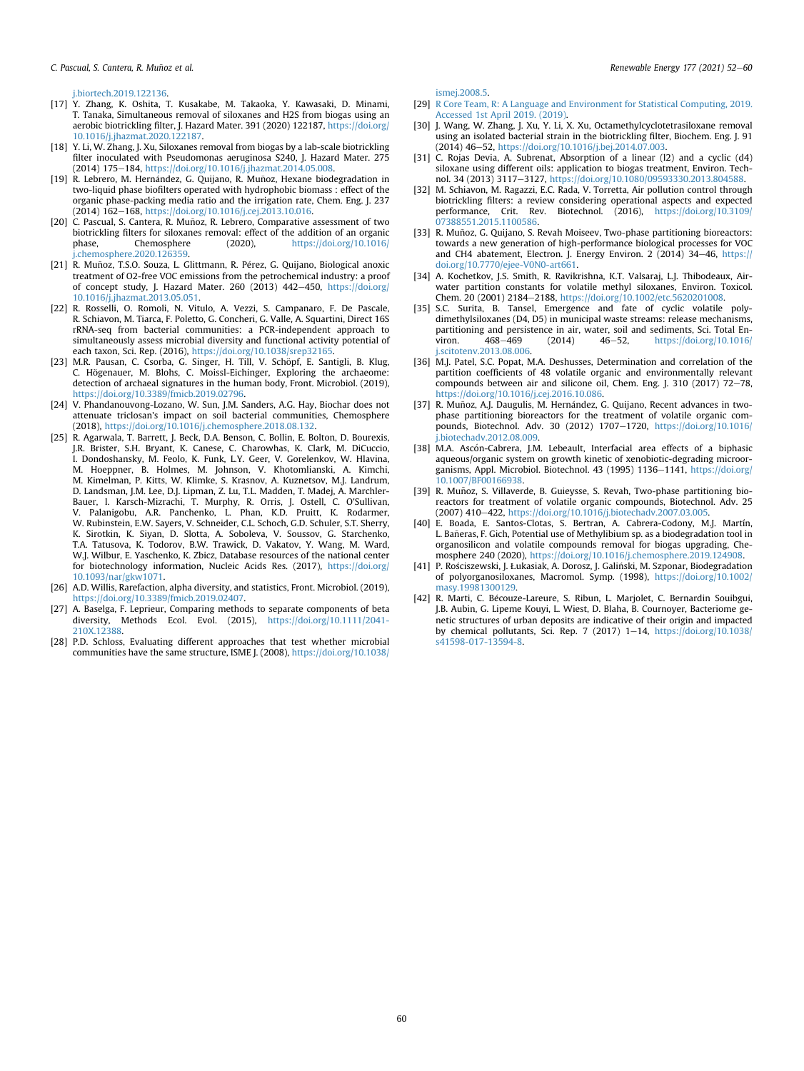j.biortech.2019.122136.

[17] Y. Zhang, K. Oshita, T. Kusakabe, M. Takaoka, Y. Kawasaki, D. Minami, T. Tanaka, Simultaneous removal of siloxanes and H2S from biogas using an aerobic biotrickling filter, J. Hazard Mater. 391 (2020) 122187, https://doi.org/10.1016/j.jhazmat.2020.122187.

[18] Y. Li, W. Zhang, J. Xu, Siloxanes removal from biogas by a lab-scale biotrickling filter inoculated with Pseudomonas aeruginosa S240, J. Hazard Mater. 275 (2014) 175–184, https://doi.org/10.1016/j.jhazmat.2014.05.008.

[19] R. Lebrero, M. Hernández, G. Quijano, R. Muñoz, Hexane biodegradation in two-liquid phase biofilters operated with hydrophobic biomass : effect of the organic phase-packing media ratio and the irrigation rate, Chem. Eng. J. 237 (2014) 162–168, https://doi.org/10.1016/j.cej.2013.10.016.

[20] C. Pascual, S. Cantera, R. Muñoz, R. Lebrero, Comparative assessment of two biotrickling filters for siloxanes removal: effect of the addition of an organic phase, Chemosphere (2020), https://doi.org/10.1016/j.chemosphere.2020.126359.

[21] R. Muñoz, T.S.O. Souza, L. Glittmann, R. Pérez, G. Quijano, Biological anoxic treatment of O2-free VOC emissions from the petrochemical industry: a proof of concept study, J. Hazard Mater. 260 (2013) 442–450, https://doi.org/10.1016/j.jhazmat.2013.05.051.

[22] R. Rosselli, O. Romoli, N. Vitulo, A. Vezzi, S. Campanaro, F. De Pascale, R. Schiavon, M. Tiarca, F. Poletto, G. Concheri, G. Valle, A. Squartini, Direct 16S rRNA-seq from bacterial communities: a PCR-independent approach to simultaneously assess microbial diversity and functional activity potential of each taxon, Sci. Rep. (2016), https://doi.org/10.1038/srep32165.

[23] M.R. Pausan, C. Csorba, G. Singer, H. Till, V. Schöpf, E. Santigli, B. Klug, C. Högenauer, M. Blohs, C. Moissl-Eichinger, Exploring the archaeome: detection of archaeal signatures in the human body, Front. Microbiol. (2019), https://doi.org/10.3389/fmicb.2019.02796.

[24] V. Phandanouvong-Lozano, W. Sun, J.M. Sanders, A.G. Hay, Biochar does not attenuate triclosan's impact on soil bacterial communities, Chemosphere (2018), https://doi.org/10.1016/j.chemosphere.2018.08.132.

[25] R. Agarwala, T. Barrett, J. Beck, D.A. Benson, C. Bollin, E. Bolton, D. Bourexis, J.R. Brister, S.H. Bryant, K. Canese, C. Charowhas, K. Clark, M. DiCuccio, I. Dondoshansky, M. Feolo, K. Funk, L.Y. Geer, V. Gorelenkov, W. Hlavina, M. Hoeppner, B. Holmes, M. Johnson, V. Khotomlianski, A. Kimchi, M. Kimelman, P. Kitts, W. Klimke, S. Krasnov, A. Kuznetsov, M.J. Landrum, D. Landsman, J.M. Lee, D.J. Lipman, Z. Lu, T.L. Madden, T. Madej, A. Marchler-Bauer, I. Karsch-Mizrachi, T. Murphy, R. Orris, J. Ostell, C. O'Sullivan, V. Palanigobu, A.R. Panchenko, L. Phan, K.D. Pruitt, K. Rodarmer, W. Rubinstein, E.W. Sayers, V. Schneider, C.L. Schoch, G.D. Schuler, S.T. Sherry, K. Sirotkin, K. Siyan, D. Slotta, A. Soboleva, V. Soussov, G. Starchenko, T.A. Tatusova, K. Todorov, B.W. Trawick, D. Vakatov, Y. Wang, M. Ward, W.J. Wilbur, E. Yaschenko, K. Zbicz, Database resources of the national center for biotechnology information, Nucleic Acids Res. (2017), https://doi.org/10.1093/nar/gkw1071.

[26] A.D. Willis, Rarefaction, alpha diversity, and statistics, Front. Microbiol. (2019), https://doi.org/10.3389/fmicb.2019.02407.

[27] A. Baselga, F. Leprieur, Comparing methods to separate components of beta diversity, Methods Ecol. Evol. (2015), https://doi.org/10.1111/2041-210X.12388.

[28] P.D. Schloss, Evaluating different approaches that test whether microbial communities have the same structure, ISME J. (2008), https://doi.org/10.1038/ismej.2008.5.

[29] R Core Team, R: A Language and Environment for Statistical Computing, 2019. Accessed 1st April 2019. (2019).

[30] J. Wang, W. Zhang, J. Xu, Y. Li, X. Xu, Octamethylcyclotetrasiloxane removal using an isolated bacterial strain in the biotrickling filter, Biochem. Eng. J. 91 (2014) 46–52, https://doi.org/10.1016/j.bej.2014.07.003.

[31] C. Rojas Devia, A. Subrenat, Absorption of a linear (l2) and a cyclic (d4) siloxane using different oils: application to biogas treatment, Environ. Technol. 34 (2013) 3117–3127, https://doi.org/10.1080/09593330.2013.804588.

[32] M. Schiavon, M. Ragazzi, E.C. Rada, V. Torretta, Air pollution control through biotrickling filters: a review considering operational aspects and expected performance, Crit. Rev. Biotechnol. (2016), https://doi.org/10.3109/07388551.2015.1100586.

[33] R. Muñoz, G. Quijano, S. Revah Moiseev, Two-phase partitioning bioreactors: towards a new generation of high-performance biological processes for VOC and CH4 abatement, Electron. J. Energy Environ. 2 (2014) 34–46, https://doi.org/10.7770/ejee-V0N0-art661.

[34] A. Kochetkov, J.S. Smith, R. Ravikrishna, K.T. Valsaraj, L.J. Thibodeaux, Air-water partition constants for volatile methyl siloxanes, Environ. Toxicol. Chem. 20 (2001) 2184–2188, https://doi.org/10.1002/etc.5620201008.

[35] S.C. Surita, B. Tansel, Emergence and fate of cyclic volatile polydimethylsiloxanes (D4, D5) in municipal waste streams: release mechanisms, partitioning and persistence in air, water, soil and sediments, Sci. Total Environ. 468–469 (2014) 46–52, https://doi.org/10.1016/j.scitotenv.2013.08.006.

[36] M.J. Patel, S.C. Popat, M.A. Deshusses, Determination and correlation of the partition coefficients of 48 volatile organic and environmentally relevant compounds between air and silicone oil, Chem. Eng. J. 310 (2017) 72–78, https://doi.org/10.1016/j.cej.2016.10.086.

[37] R. Muñoz, A.J. Daugulis, M. Hernández, G. Quijano, Recent advances in two-phase partitioning bioreactors for the treatment of volatile organic compounds, Biotechnol. Adv. 30 (2012) 1707–1720, https://doi.org/10.1016/j.biotechadv.2012.08.009.

[38] M.A. Ascón-Cabrera, J.M. Lebeault, Interfacial area effects of a biphasic aqueous/organic system on growth kinetic of xenobiotic-degrading microorganisms, Appl. Microbiol. Biotechnol. 43 (1995) 1136–1141, https://doi.org/10.1007/BF00166938.

[39] R. Muñoz, S. Villaverde, B. Guieysse, S. Revah, Two-phase partitioning bioreactors for treatment of volatile organic compounds, Biotechnol. Adv. 25 (2007) 410–422, https://doi.org/10.1016/j.biotechadv.2007.03.005.

[40] E. Boada, E. Santos-Clotas, S. Bertran, A. Cabrera-Codony, M.J. Martín, L. Bañeras, F. Gich, Potential use of Methylibium sp. as a biodegradation tool in organosilicon and volatile compounds removal for biogas upgrading, Chemosphere 240 (2020), https://doi.org/10.1016/j.chemosphere.2019.124908.

[41] P. Rościszewski, J. Łukasiak, A. Dorosz, J. Galiński, M. Szponar, Biodegradation of polyorganosiloxanes, Macromol. Symp. (1998), https://doi.org/10.1002/masy.19981300129.

[42] R. Marti, C. Bécouze-Lareure, S. Ribun, L. Marjolet, C. Bernardin Souibgui, J.B. Aubin, G. Lipeme Kouyi, L. Wiest, D. Blaha, B. Cournoyer, Bacteriome genetic structures of urban deposits are indicative of their origin and impacted by chemical pollutants, Sci. Rep. 7 (2017) 1–14, https://doi.org/10.1038/s41598-017-13594-8.